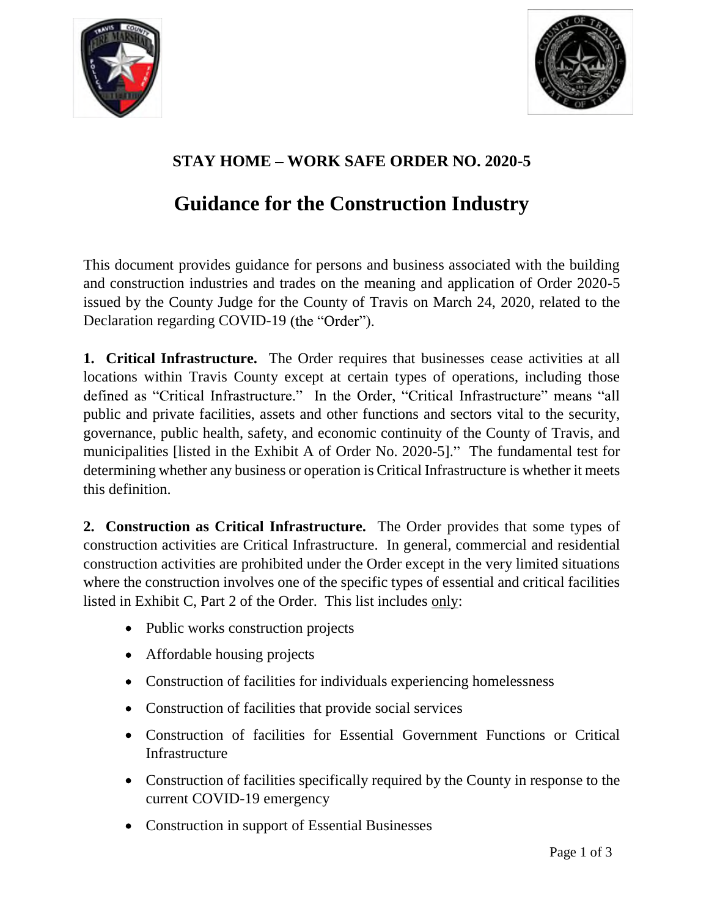## STAY HOME – WORK SAFE ORDER NO. 2020-5

# Guidance for the Construction Industry

This document provides guidance for persons and business associated with the building and construction industries and trades on the meaning and application of Order 2020-5 issued by the County Judge for the County of Travis on March 24, 2020, related to the Declaration regarding COVID-19 (the "Order").

**1. Critical Infrastructure.** The Order requires that businesses cease activities at all locations within Travis County except at certain types of operations, including those defined as "Critical Infrastructure." In the Order, "Critical Infrastructure" means "all public and private facilities, assets and other functions and sectors vital to the security, governance, public health, safety, and economic continuity of the County of Travis, and municipalities [listed in the Exhibit A of Order No. 2020-5]." The fundamental test for determining whether any business or operation is Critical Infrastructure is whether it meets this definition.

**2. Construction as Critical Infrastructure.** The Order provides that some types of construction activities are Critical Infrastructure. In general, commercial and residential construction activities are prohibited under the Order except in the very limited situations where the construction involves one of the specific types of essential and critical facilities listed in Exhibit C, Part 2 of the Order. This list includes <u>only</u>:

- Public works construction projects
- Affordable housing projects
- Construction of facilities for individuals experiencing homelessness
- Construction of facilities that provide social services
- Construction of facilities for Essential Government Functions or Critical Infrastructure
- Construction of facilities specifically required by the County in response to the current COVID-19 emergency
- Construction in support of Essential Businesses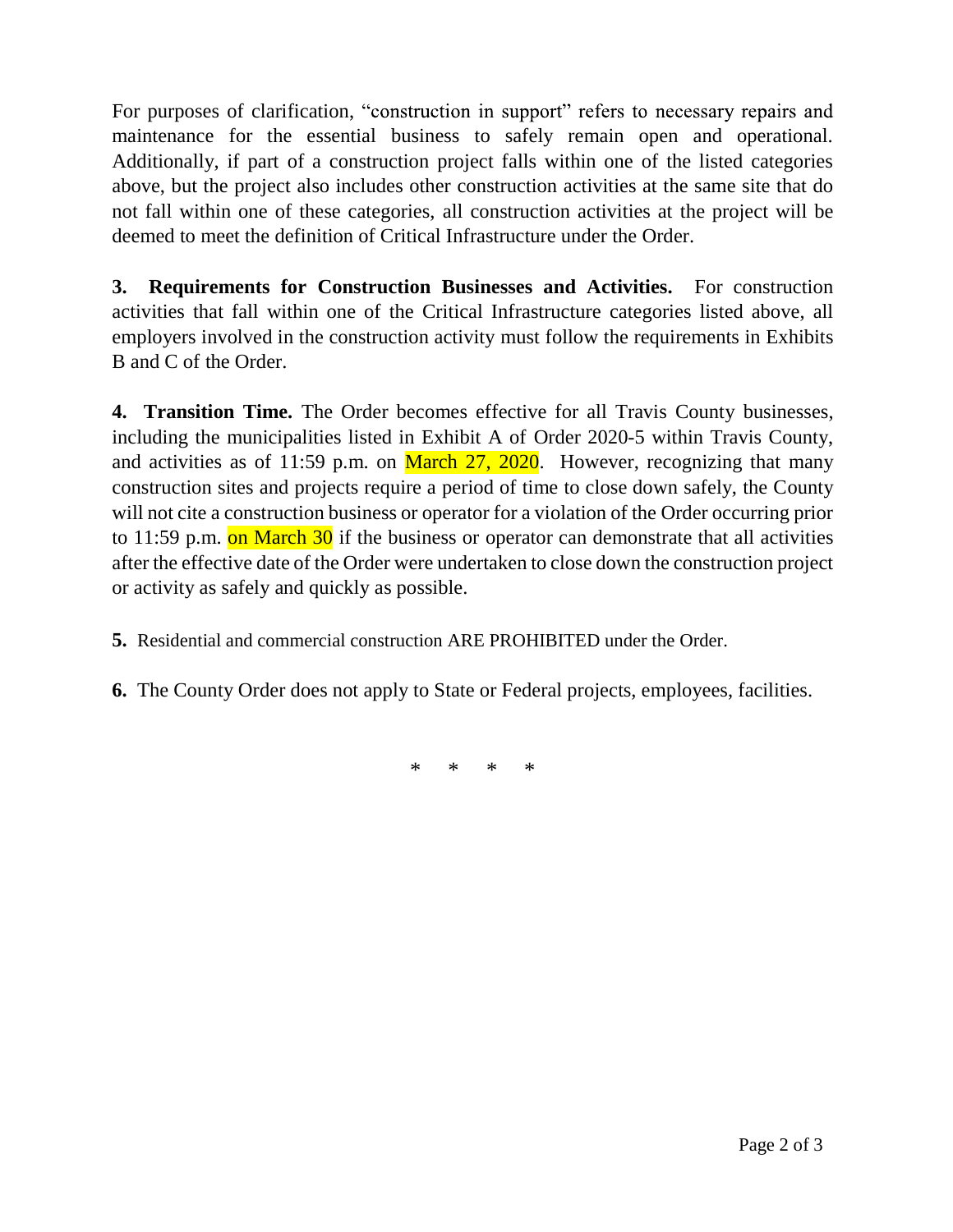For purposes of clarification, "construction in support" refers to necessary repairs and maintenance for the essential business to safely remain open and operational. Additionally, if part of a construction project falls within one of the listed categories above, but the project also includes other construction activities at the same site that do not fall within one of these categories, all construction activities at the project will be deemed to meet the definition of Critical Infrastructure under the Order.

**3. Requirements for Construction Businesses and Activities.** For construction activities that fall within one of the Critical Infrastructure categories listed above, all employers involved in the construction activity must follow the requirements in Exhibits B and C of the Order.

**4. Transition Time.** The Order becomes effective for all Travis County businesses, including the municipalities listed in Exhibit A of Order 2020-5 within Travis County, and activities as of 11:59 p.m. on March 27, 2020. However, recognizing that many construction sites and projects require a period of time to close down safely, the County will not cite a construction business or operator for a violation of the Order occurring prior to 11:59 p.m. on March 30 if the business or operator can demonstrate that all activities after the effective date of the Order were undertaken to close down the construction project or activity as safely and quickly as possible.

**5.** Residential and commercial construction ARE PROHIBITED under the Order.

**6.** The County Order does not apply to State or Federal projects, employees, facilities.

\* \* \* \*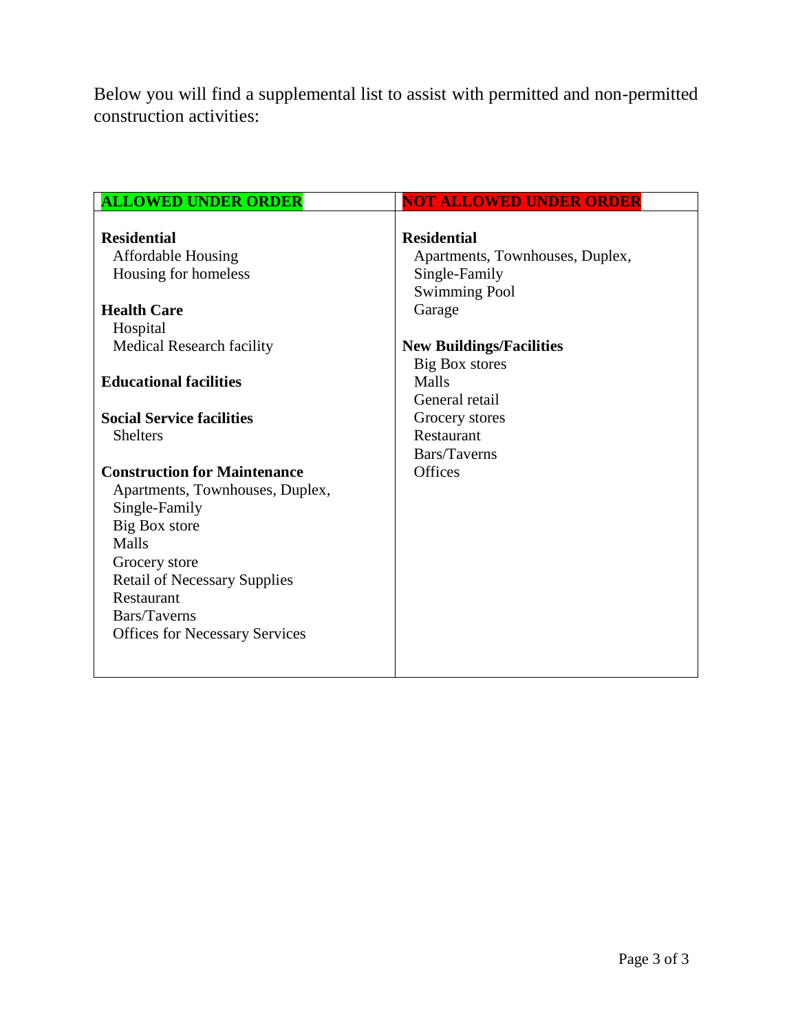Below you will find a supplemental list to assist with permitted and non-permitted construction activities:

| **ALLOWED UNDER ORDER** | **NOT ALLOWED UNDER ORDER** |
|---|---|
| **Residential**<br>Affordable Housing<br>Housing for homeless<br><br>**Health Care**<br>Hospital<br>Medical Research facility<br><br>**Educational facilities**<br><br>**Social Service facilities**<br>Shelters<br><br>**Construction for Maintenance**<br>Apartments, Townhouses, Duplex, Single-Family<br>Big Box store<br>Malls<br>Grocery store<br>Retail of Necessary Supplies<br>Restaurant<br>Bars/Taverns<br>Offices for Necessary Services | **Residential**<br>Apartments, Townhouses, Duplex, Single-Family<br>Swimming Pool<br>Garage<br><br>**New Buildings/Facilities**<br>Big Box stores<br>Malls<br>General retail<br>Grocery stores<br>Restaurant<br>Bars/Taverns<br>Offices |